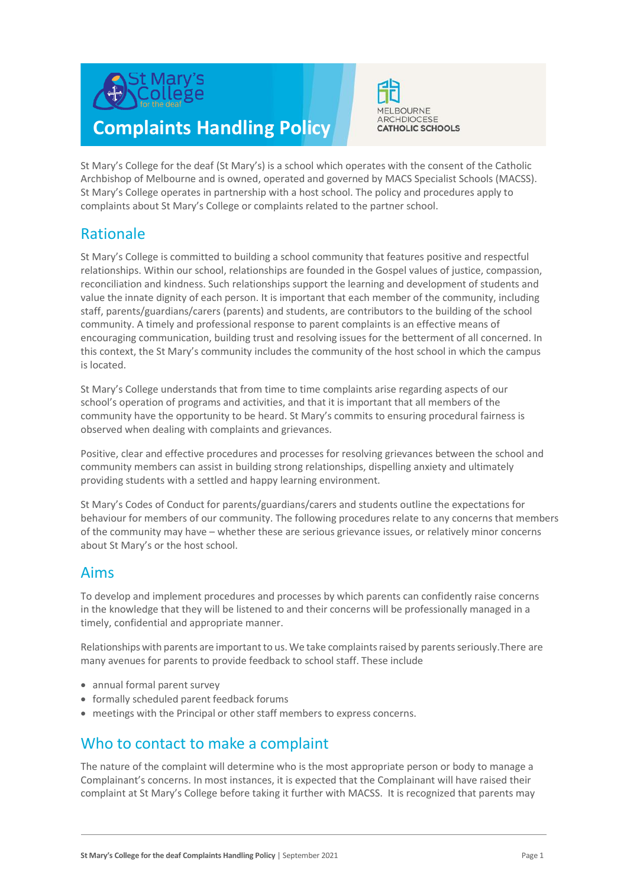# Complaints Handling Policy

St Mary's College for the deaf (St Mary's) is a school which operates with the consent of the Catholic Archbishop of Melbourne and is owned, operated and governed by MACS Specialist Schools (MACSS). St Mary's College operates in partnership with a host school. The policy and procedures apply to complaints about St Mary's College or complaints related to the partner school.

## Rationale

St Mary's College is committed to building a school community that features positive and respectful relationships. Within our school, relationships are founded in the Gospel values of justice, compassion, reconciliation and kindness. Such relationships support the learning and development of students and value the innate dignity of each person. It is important that each member of the community, including staff, parents/guardians/carers (parents) and students, are contributors to the building of the school community. A timely and professional response to parent complaints is an effective means of encouraging communication, building trust and resolving issues for the betterment of all concerned. In this context, the St Mary's community includes the community of the host school in which the campus is located.

St Mary's College understands that from time to time complaints arise regarding aspects of our school's operation of programs and activities, and that it is important that all members of the community have the opportunity to be heard. St Mary's commits to ensuring procedural fairness is observed when dealing with complaints and grievances.

Positive, clear and effective procedures and processes for resolving grievances between the school and community members can assist in building strong relationships, dispelling anxiety and ultimately providing students with a settled and happy learning environment.

St Mary's Codes of Conduct for parents/guardians/carers and students outline the expectations for behaviour for members of our community. The following procedures relate to any concerns that members of the community may have – whether these are serious grievance issues, or relatively minor concerns about St Mary's or the host school.

## Aims

To develop and implement procedures and processes by which parents can confidently raise concerns in the knowledge that they will be listened to and their concerns will be professionally managed in a timely, confidential and appropriate manner.

Relationships with parents are important to us. We take complaints raised by parents seriously.There are many avenues for parents to provide feedback to school staff. These include

- annual formal parent survey
- formally scheduled parent feedback forums
- meetings with the Principal or other staff members to express concerns.

## Who to contact to make a complaint

The nature of the complaint will determine who is the most appropriate person or body to manage a Complainant's concerns. In most instances, it is expected that the Complainant will have raised their complaint at St Mary's College before taking it further with MACSS. It is recognized that parents may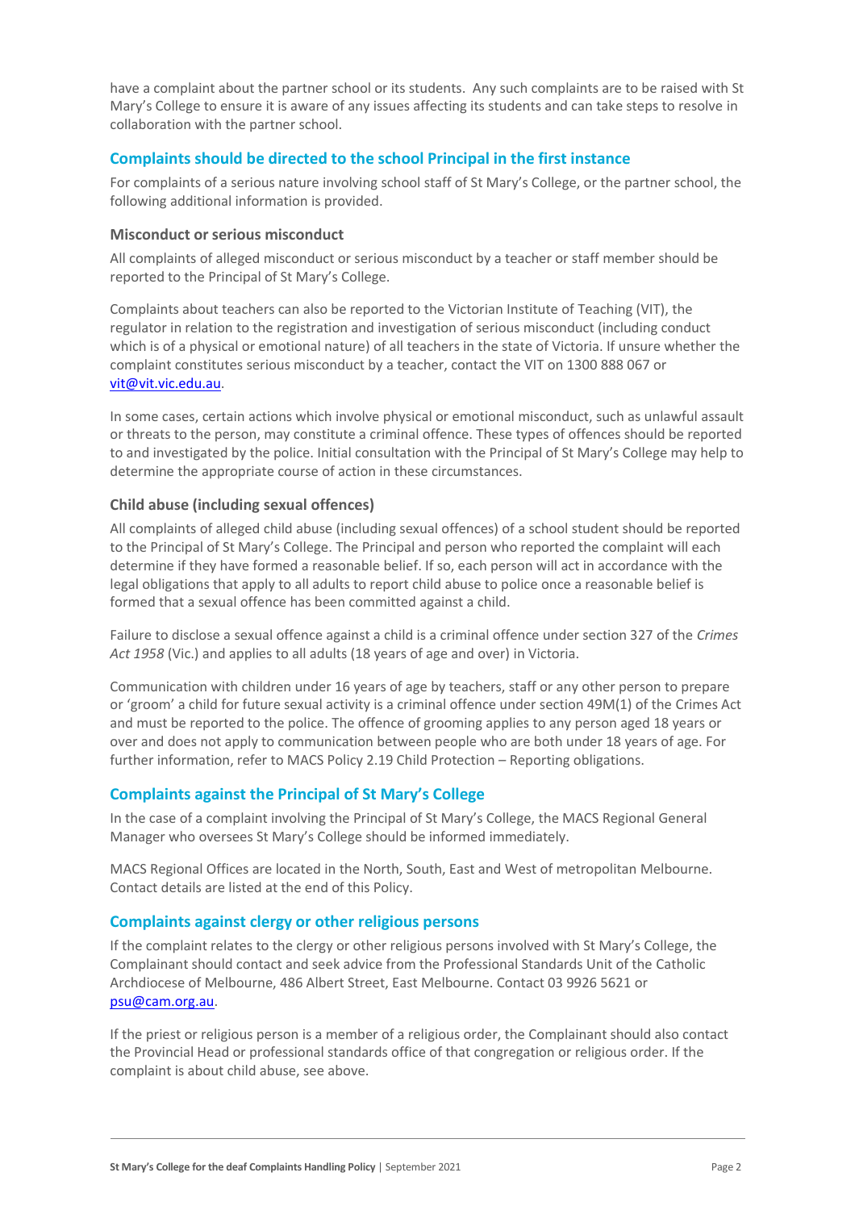have a complaint about the partner school or its students. Any such complaints are to be raised with St Mary's College to ensure it is aware of any issues affecting its students and can take steps to resolve in collaboration with the partner school.

## Complaints should be directed to the school Principal in the first instance

For complaints of a serious nature involving school staff of St Mary's College, or the partner school, the following additional information is provided.

### Misconduct or serious misconduct

All complaints of alleged misconduct or serious misconduct by a teacher or staff member should be reported to the Principal of St Mary's College.

Complaints about teachers can also be reported to the Victorian Institute of Teaching (VIT), the regulator in relation to the registration and investigation of serious misconduct (including conduct which is of a physical or emotional nature) of all teachers in the state of Victoria. If unsure whether the complaint constitutes serious misconduct by a teacher, contact the VIT on 1300 888 067 or vit@vit.vic.edu.au.

In some cases, certain actions which involve physical or emotional misconduct, such as unlawful assault or threats to the person, may constitute a criminal offence. These types of offences should be reported to and investigated by the police. Initial consultation with the Principal of St Mary's College may help to determine the appropriate course of action in these circumstances.

### Child abuse (including sexual offences)

All complaints of alleged child abuse (including sexual offences) of a school student should be reported to the Principal of St Mary's College. The Principal and person who reported the complaint will each determine if they have formed a reasonable belief. If so, each person will act in accordance with the legal obligations that apply to all adults to report child abuse to police once a reasonable belief is formed that a sexual offence has been committed against a child.

Failure to disclose a sexual offence against a child is a criminal offence under section 327 of the *Crimes Act 1958* (Vic.) and applies to all adults (18 years of age and over) in Victoria.

Communication with children under 16 years of age by teachers, staff or any other person to prepare or 'groom' a child for future sexual activity is a criminal offence under section 49M(1) of the Crimes Act and must be reported to the police. The offence of grooming applies to any person aged 18 years or over and does not apply to communication between people who are both under 18 years of age. For further information, refer to MACS Policy 2.19 Child Protection – Reporting obligations.

## Complaints against the Principal of St Mary's College

In the case of a complaint involving the Principal of St Mary's College, the MACS Regional General Manager who oversees St Mary's College should be informed immediately.

MACS Regional Offices are located in the North, South, East and West of metropolitan Melbourne. Contact details are listed at the end of this Policy.

## Complaints against clergy or other religious persons

If the complaint relates to the clergy or other religious persons involved with St Mary's College, the Complainant should contact and seek advice from the Professional Standards Unit of the Catholic Archdiocese of Melbourne, 486 Albert Street, East Melbourne. Contact 03 9926 5621 or psu@cam.org.au.

If the priest or religious person is a member of a religious order, the Complainant should also contact the Provincial Head or professional standards office of that congregation or religious order. If the complaint is about child abuse, see above.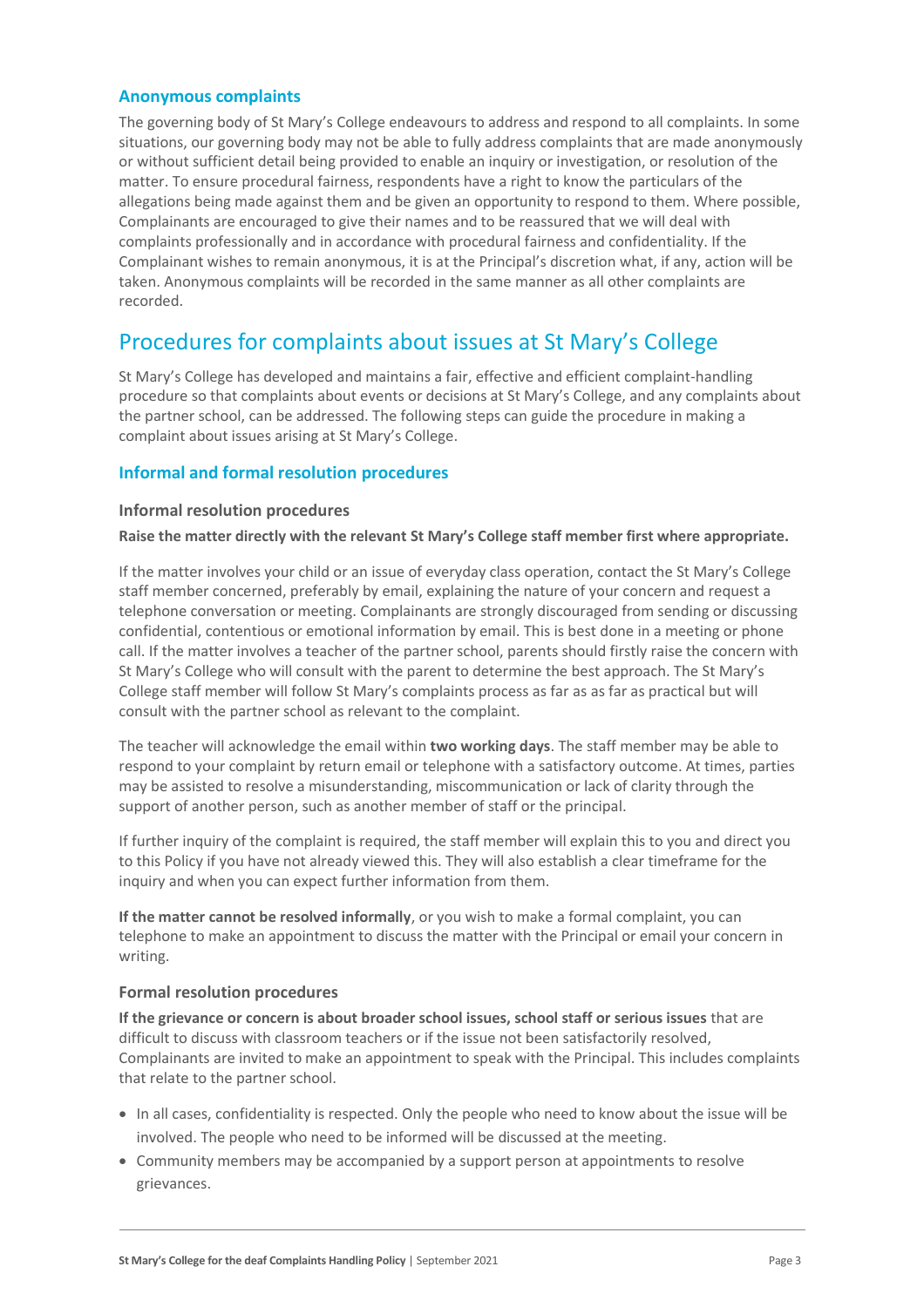### Anonymous complaints

The governing body of St Mary's College endeavours to address and respond to all complaints. In some situations, our governing body may not be able to fully address complaints that are made anonymously or without sufficient detail being provided to enable an inquiry or investigation, or resolution of the matter. To ensure procedural fairness, respondents have a right to know the particulars of the allegations being made against them and be given an opportunity to respond to them. Where possible, Complainants are encouraged to give their names and to be reassured that we will deal with complaints professionally and in accordance with procedural fairness and confidentiality. If the Complainant wishes to remain anonymous, it is at the Principal's discretion what, if any, action will be taken. Anonymous complaints will be recorded in the same manner as all other complaints are recorded.

## Procedures for complaints about issues at St Mary's College

St Mary's College has developed and maintains a fair, effective and efficient complaint-handling procedure so that complaints about events or decisions at St Mary's College, and any complaints about the partner school, can be addressed. The following steps can guide the procedure in making a complaint about issues arising at St Mary's College.

### Informal and formal resolution procedures

#### Informal resolution procedures

**Raise the matter directly with the relevant St Mary's College staff member first where appropriate.**

If the matter involves your child or an issue of everyday class operation, contact the St Mary's College staff member concerned, preferably by email, explaining the nature of your concern and request a telephone conversation or meeting. Complainants are strongly discouraged from sending or discussing confidential, contentious or emotional information by email. This is best done in a meeting or phone call. If the matter involves a teacher of the partner school, parents should firstly raise the concern with St Mary's College who will consult with the parent to determine the best approach. The St Mary's College staff member will follow St Mary's complaints process as far as as far as practical but will consult with the partner school as relevant to the complaint.

The teacher will acknowledge the email within **two working days**. The staff member may be able to respond to your complaint by return email or telephone with a satisfactory outcome. At times, parties may be assisted to resolve a misunderstanding, miscommunication or lack of clarity through the support of another person, such as another member of staff or the principal.

If further inquiry of the complaint is required, the staff member will explain this to you and direct you to this Policy if you have not already viewed this. They will also establish a clear timeframe for the inquiry and when you can expect further information from them.

**If the matter cannot be resolved informally**, or you wish to make a formal complaint, you can telephone to make an appointment to discuss the matter with the Principal or email your concern in writing.

#### Formal resolution procedures

**If the grievance or concern is about broader school issues, school staff or serious issues** that are difficult to discuss with classroom teachers or if the issue not been satisfactorily resolved, Complainants are invited to make an appointment to speak with the Principal. This includes complaints that relate to the partner school.

- In all cases, confidentiality is respected. Only the people who need to know about the issue will be involved. The people who need to be informed will be discussed at the meeting.
- Community members may be accompanied by a support person at appointments to resolve grievances.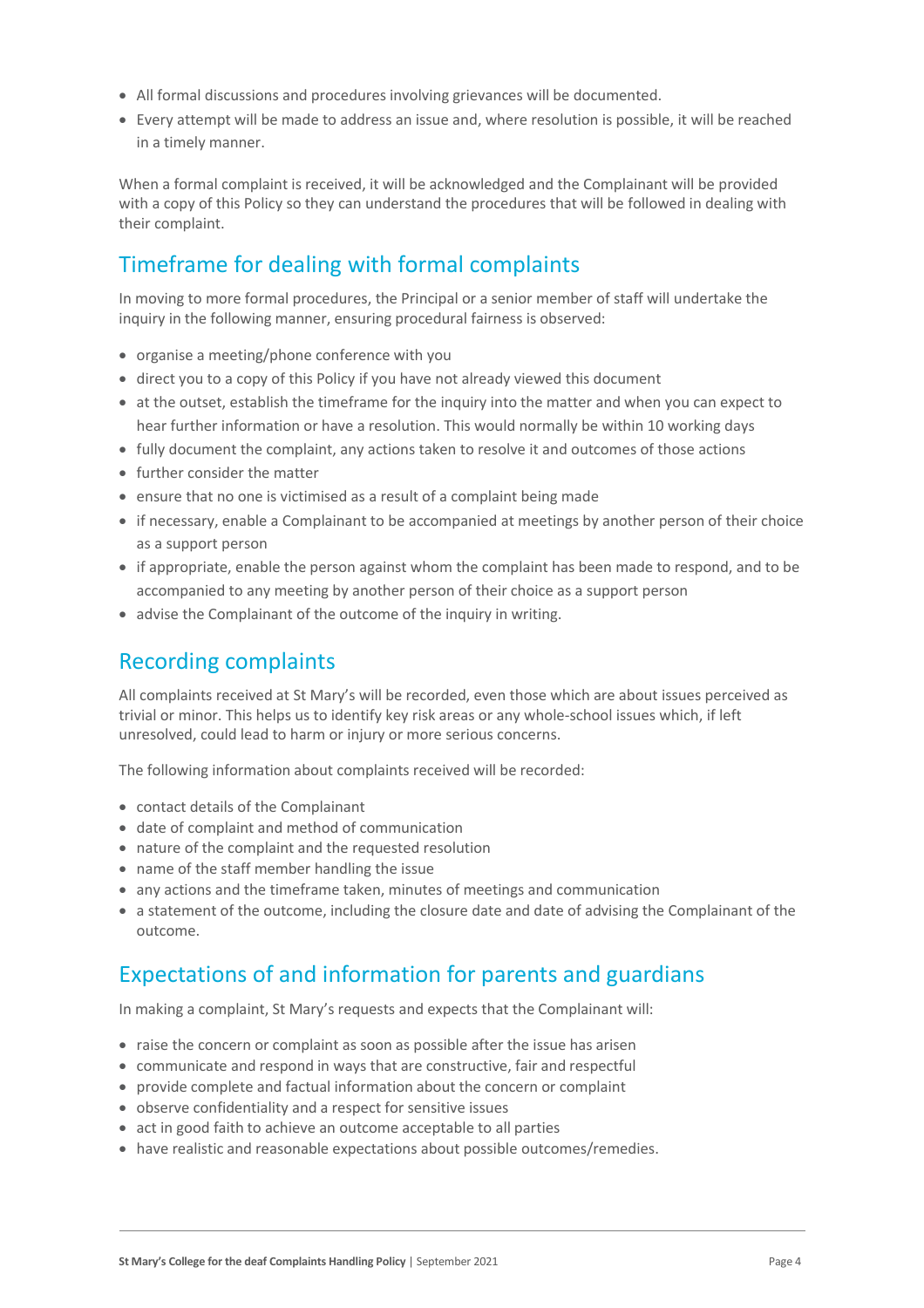- All formal discussions and procedures involving grievances will be documented.
- Every attempt will be made to address an issue and, where resolution is possible, it will be reached in a timely manner.

When a formal complaint is received, it will be acknowledged and the Complainant will be provided with a copy of this Policy so they can understand the procedures that will be followed in dealing with their complaint.

## Timeframe for dealing with formal complaints

In moving to more formal procedures, the Principal or a senior member of staff will undertake the inquiry in the following manner, ensuring procedural fairness is observed:

- organise a meeting/phone conference with you
- direct you to a copy of this Policy if you have not already viewed this document
- at the outset, establish the timeframe for the inquiry into the matter and when you can expect to hear further information or have a resolution. This would normally be within 10 working days
- fully document the complaint, any actions taken to resolve it and outcomes of those actions
- further consider the matter
- ensure that no one is victimised as a result of a complaint being made
- if necessary, enable a Complainant to be accompanied at meetings by another person of their choice as a support person
- if appropriate, enable the person against whom the complaint has been made to respond, and to be accompanied to any meeting by another person of their choice as a support person
- advise the Complainant of the outcome of the inquiry in writing.

## Recording complaints

All complaints received at St Mary's will be recorded, even those which are about issues perceived as trivial or minor. This helps us to identify key risk areas or any whole-school issues which, if left unresolved, could lead to harm or injury or more serious concerns.

The following information about complaints received will be recorded:

- contact details of the Complainant
- date of complaint and method of communication
- nature of the complaint and the requested resolution
- name of the staff member handling the issue
- any actions and the timeframe taken, minutes of meetings and communication
- a statement of the outcome, including the closure date and date of advising the Complainant of the outcome.

## Expectations of and information for parents and guardians

In making a complaint, St Mary's requests and expects that the Complainant will:

- raise the concern or complaint as soon as possible after the issue has arisen
- communicate and respond in ways that are constructive, fair and respectful
- provide complete and factual information about the concern or complaint
- observe confidentiality and a respect for sensitive issues
- act in good faith to achieve an outcome acceptable to all parties
- have realistic and reasonable expectations about possible outcomes/remedies.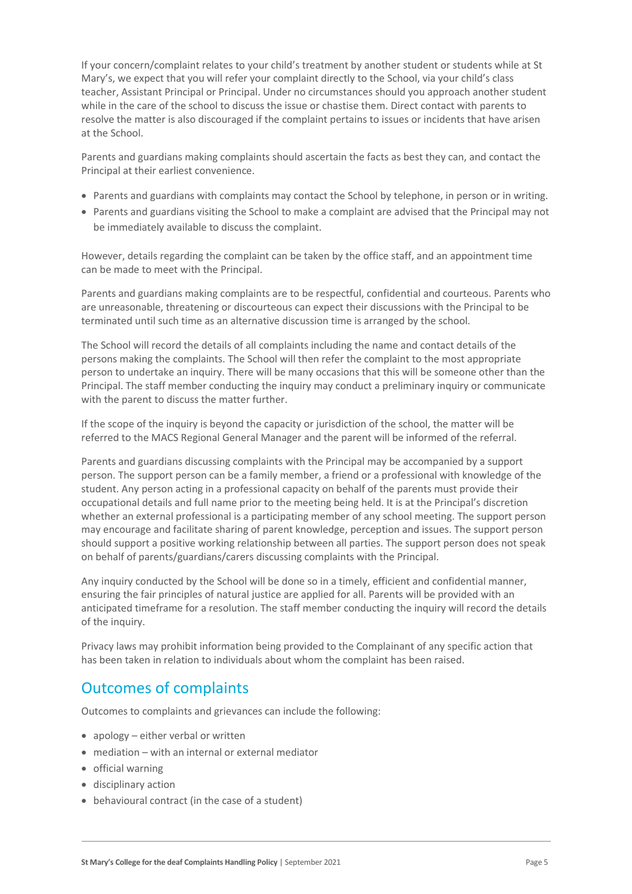If your concern/complaint relates to your child's treatment by another student or students while at St Mary's, we expect that you will refer your complaint directly to the School, via your child's class teacher, Assistant Principal or Principal. Under no circumstances should you approach another student while in the care of the school to discuss the issue or chastise them. Direct contact with parents to resolve the matter is also discouraged if the complaint pertains to issues or incidents that have arisen at the School.

Parents and guardians making complaints should ascertain the facts as best they can, and contact the Principal at their earliest convenience.

- Parents and guardians with complaints may contact the School by telephone, in person or in writing.
- Parents and guardians visiting the School to make a complaint are advised that the Principal may not be immediately available to discuss the complaint.

However, details regarding the complaint can be taken by the office staff, and an appointment time can be made to meet with the Principal.

Parents and guardians making complaints are to be respectful, confidential and courteous. Parents who are unreasonable, threatening or discourteous can expect their discussions with the Principal to be terminated until such time as an alternative discussion time is arranged by the school.

The School will record the details of all complaints including the name and contact details of the persons making the complaints. The School will then refer the complaint to the most appropriate person to undertake an inquiry. There will be many occasions that this will be someone other than the Principal. The staff member conducting the inquiry may conduct a preliminary inquiry or communicate with the parent to discuss the matter further.

If the scope of the inquiry is beyond the capacity or jurisdiction of the school, the matter will be referred to the MACS Regional General Manager and the parent will be informed of the referral.

Parents and guardians discussing complaints with the Principal may be accompanied by a support person. The support person can be a family member, a friend or a professional with knowledge of the student. Any person acting in a professional capacity on behalf of the parents must provide their occupational details and full name prior to the meeting being held. It is at the Principal's discretion whether an external professional is a participating member of any school meeting. The support person may encourage and facilitate sharing of parent knowledge, perception and issues. The support person should support a positive working relationship between all parties. The support person does not speak on behalf of parents/guardians/carers discussing complaints with the Principal.

Any inquiry conducted by the School will be done so in a timely, efficient and confidential manner, ensuring the fair principles of natural justice are applied for all. Parents will be provided with an anticipated timeframe for a resolution. The staff member conducting the inquiry will record the details of the inquiry.

Privacy laws may prohibit information being provided to the Complainant of any specific action that has been taken in relation to individuals about whom the complaint has been raised.

## Outcomes of complaints

Outcomes to complaints and grievances can include the following:

- apology – either verbal or written
- mediation – with an internal or external mediator
- official warning
- disciplinary action
- behavioural contract (in the case of a student)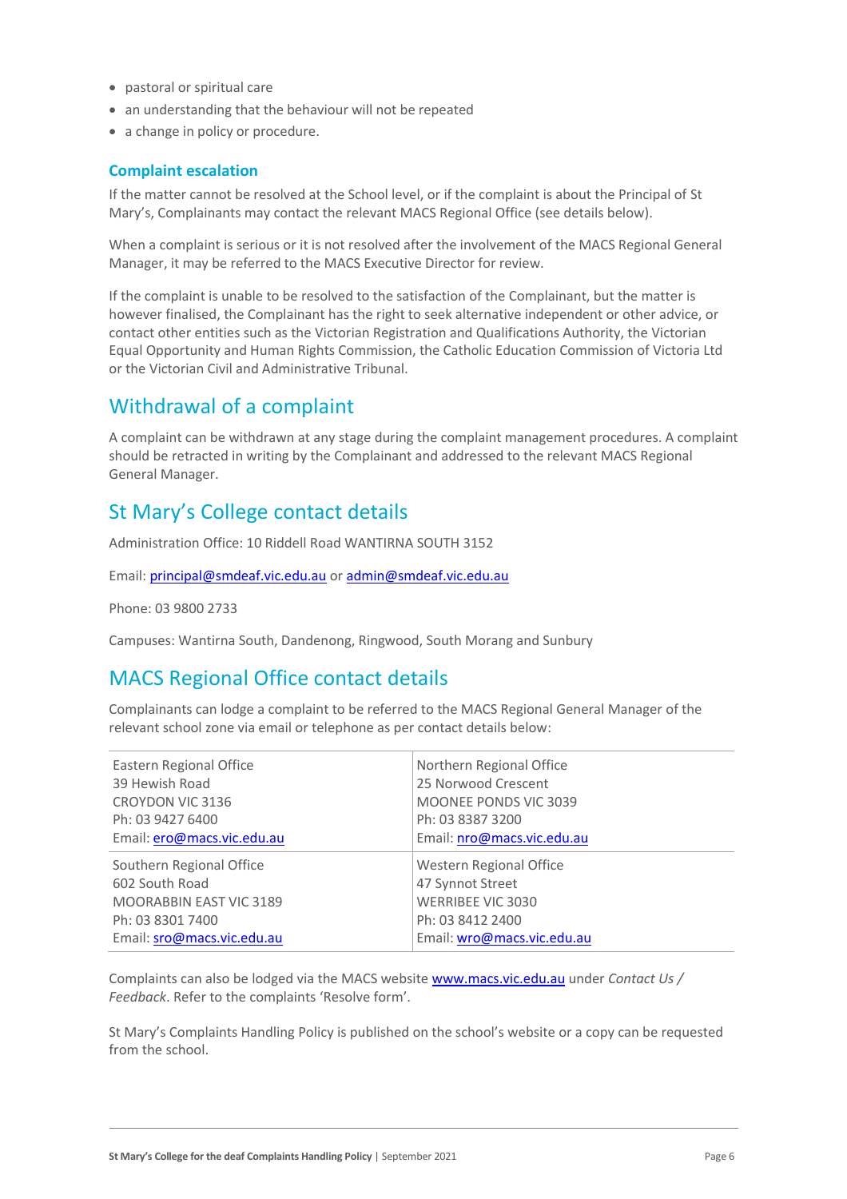- pastoral or spiritual care
- an understanding that the behaviour will not be repeated
- a change in policy or procedure.

### Complaint escalation

If the matter cannot be resolved at the School level, or if the complaint is about the Principal of St Mary's, Complainants may contact the relevant MACS Regional Office (see details below).

When a complaint is serious or it is not resolved after the involvement of the MACS Regional General Manager, it may be referred to the MACS Executive Director for review.

If the complaint is unable to be resolved to the satisfaction of the Complainant, but the matter is however finalised, the Complainant has the right to seek alternative independent or other advice, or contact other entities such as the Victorian Registration and Qualifications Authority, the Victorian Equal Opportunity and Human Rights Commission, the Catholic Education Commission of Victoria Ltd or the Victorian Civil and Administrative Tribunal.

## Withdrawal of a complaint

A complaint can be withdrawn at any stage during the complaint management procedures. A complaint should be retracted in writing by the Complainant and addressed to the relevant MACS Regional General Manager.

## St Mary's College contact details

Administration Office: 10 Riddell Road WANTIRNA SOUTH 3152

Email: principal@smdeaf.vic.edu.au or admin@smdeaf.vic.edu.au

Phone: 03 9800 2733

Campuses: Wantirna South, Dandenong, Ringwood, South Morang and Sunbury

## MACS Regional Office contact details

Complainants can lodge a complaint to be referred to the MACS Regional General Manager of the relevant school zone via email or telephone as per contact details below:

| | |
|---|---|
| Eastern Regional Office<br>39 Hewish Road<br>CROYDON VIC 3136<br>Ph: 03 9427 6400<br>Email: ero@macs.vic.edu.au | Northern Regional Office<br>25 Norwood Crescent<br>MOONEE PONDS VIC 3039<br>Ph: 03 8387 3200<br>Email: nro@macs.vic.edu.au |
| Southern Regional Office<br>602 South Road<br>MOORABBIN EAST VIC 3189<br>Ph: 03 8301 7400<br>Email: sro@macs.vic.edu.au | Western Regional Office<br>47 Synnot Street<br>WERRIBEE VIC 3030<br>Ph: 03 8412 2400<br>Email: wro@macs.vic.edu.au |

Complaints can also be lodged via the MACS website www.macs.vic.edu.au under *Contact Us / Feedback*. Refer to the complaints 'Resolve form'.

St Mary's Complaints Handling Policy is published on the school's website or a copy can be requested from the school.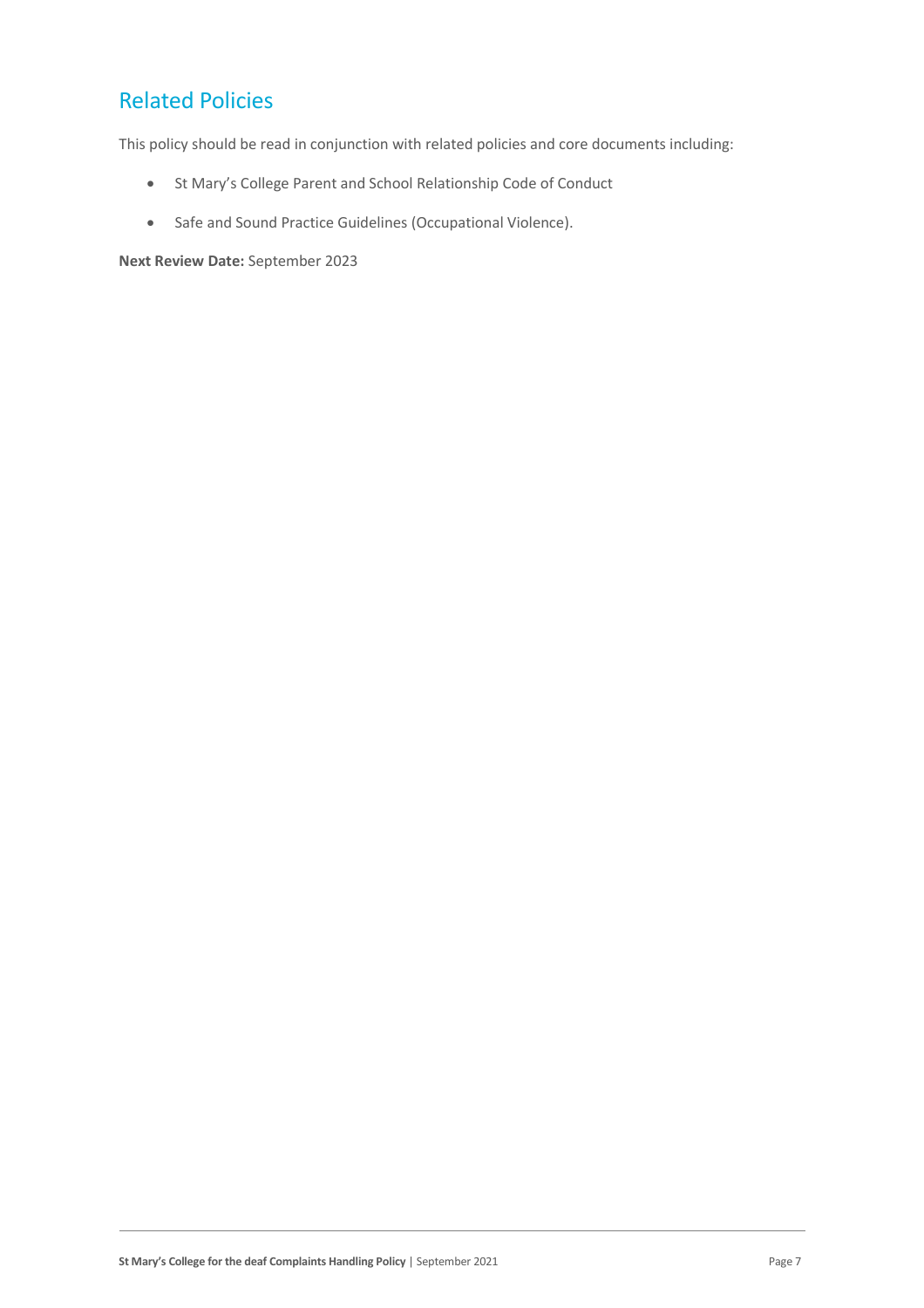## Related Policies

This policy should be read in conjunction with related policies and core documents including:

- St Mary's College Parent and School Relationship Code of Conduct
- Safe and Sound Practice Guidelines (Occupational Violence).

**Next Review Date:** September 2023